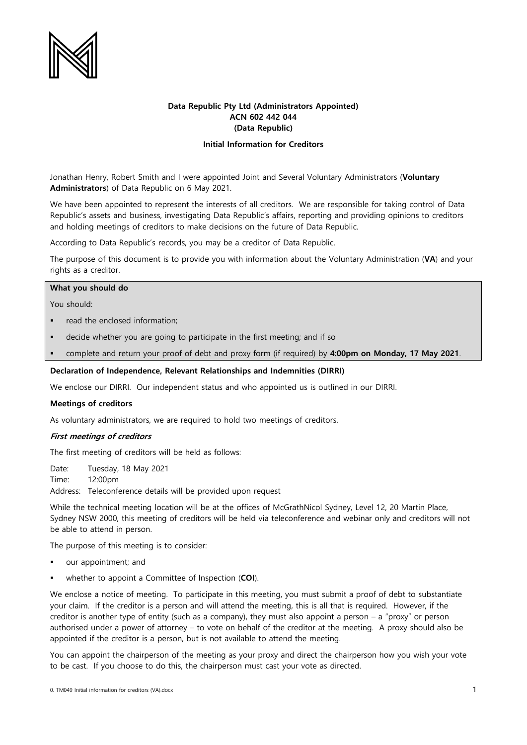**Data Republic Pty Ltd (Administrators Appointed)**
**ACN 602 442 044**
**(Data Republic)**

**Initial Information for Creditors**

Jonathan Henry, Robert Smith and I were appointed Joint and Several Voluntary Administrators (**Voluntary Administrators**) of Data Republic on 6 May 2021.

We have been appointed to represent the interests of all creditors. We are responsible for taking control of Data Republic's assets and business, investigating Data Republic's affairs, reporting and providing opinions to creditors and holding meetings of creditors to make decisions on the future of Data Republic.

According to Data Republic's records, you may be a creditor of Data Republic.

The purpose of this document is to provide you with information about the Voluntary Administration (**VA**) and your rights as a creditor.

**What you should do**

You should:

- read the enclosed information;
- decide whether you are going to participate in the first meeting; and if so
- complete and return your proof of debt and proxy form (if required) by **4:00pm on Monday, 17 May 2021**.

**Declaration of Independence, Relevant Relationships and Indemnities (DIRRI)**

We enclose our DIRRI. Our independent status and who appointed us is outlined in our DIRRI.

**Meetings of creditors**

As voluntary administrators, we are required to hold two meetings of creditors.

***First meetings of creditors***

The first meeting of creditors will be held as follows:

Date: Tuesday, 18 May 2021
Time: 12:00pm
Address: Teleconference details will be provided upon request

While the technical meeting location will be at the offices of McGrathNicol Sydney, Level 12, 20 Martin Place, Sydney NSW 2000, this meeting of creditors will be held via teleconference and webinar only and creditors will not be able to attend in person.

The purpose of this meeting is to consider:

- our appointment; and
- whether to appoint a Committee of Inspection (**COI**).

We enclose a notice of meeting. To participate in this meeting, you must submit a proof of debt to substantiate your claim. If the creditor is a person and will attend the meeting, this is all that is required. However, if the creditor is another type of entity (such as a company), they must also appoint a person – a "proxy" or person authorised under a power of attorney – to vote on behalf of the creditor at the meeting. A proxy should also be appointed if the creditor is a person, but is not available to attend the meeting.

You can appoint the chairperson of the meeting as your proxy and direct the chairperson how you wish your vote to be cast. If you choose to do this, the chairperson must cast your vote as directed.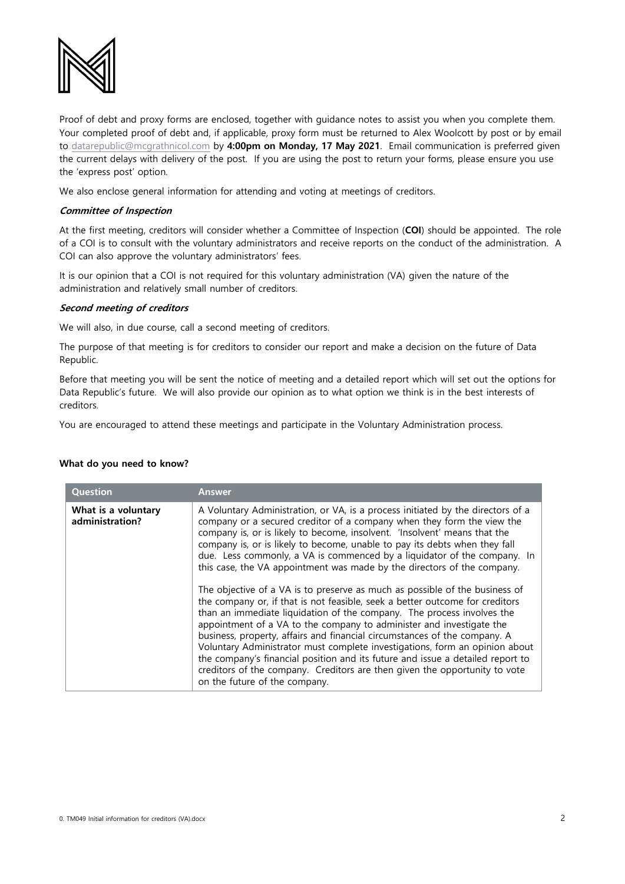Proof of debt and proxy forms are enclosed, together with guidance notes to assist you when you complete them. Your completed proof of debt and, if applicable, proxy form must be returned to Alex Woolcott by post or by email to datarepublic@mcgrathnicol.com by **4:00pm on Monday, 17 May 2021**. Email communication is preferred given the current delays with delivery of the post. If you are using the post to return your forms, please ensure you use the 'express post' option.

We also enclose general information for attending and voting at meetings of creditors.

***Committee of Inspection***

At the first meeting, creditors will consider whether a Committee of Inspection (**COI**) should be appointed. The role of a COI is to consult with the voluntary administrators and receive reports on the conduct of the administration. A COI can also approve the voluntary administrators' fees.

It is our opinion that a COI is not required for this voluntary administration (VA) given the nature of the administration and relatively small number of creditors.

***Second meeting of creditors***

We will also, in due course, call a second meeting of creditors.

The purpose of that meeting is for creditors to consider our report and make a decision on the future of Data Republic.

Before that meeting you will be sent the notice of meeting and a detailed report which will set out the options for Data Republic's future. We will also provide our opinion as to what option we think is in the best interests of creditors.

You are encouraged to attend these meetings and participate in the Voluntary Administration process.

**What do you need to know?**

| Question | Answer |
| --- | --- |
| **What is a voluntary administration?** | A Voluntary Administration, or VA, is a process initiated by the directors of a company or a secured creditor of a company when they form the view the company is, or is likely to become, insolvent. 'Insolvent' means that the company is, or is likely to become, unable to pay its debts when they fall due. Less commonly, a VA is commenced by a liquidator of the company. In this case, the VA appointment was made by the directors of the company.<br><br>The objective of a VA is to preserve as much as possible of the business of the company or, if that is not feasible, seek a better outcome for creditors than an immediate liquidation of the company. The process involves the appointment of a VA to the company to administer and investigate the business, property, affairs and financial circumstances of the company. A Voluntary Administrator must complete investigations, form an opinion about the company's financial position and its future and issue a detailed report to creditors of the company. Creditors are then given the opportunity to vote on the future of the company. |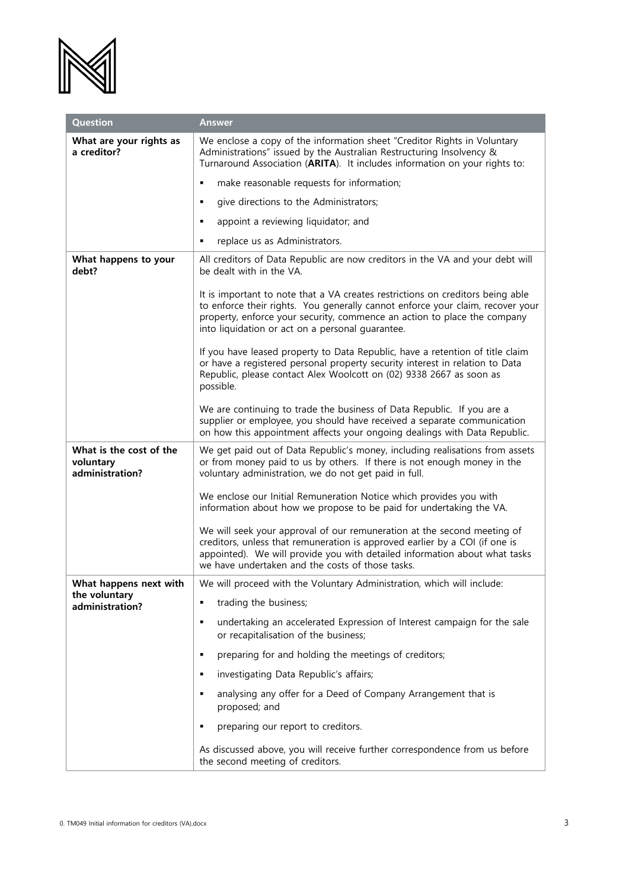| Question | Answer |
| --- | --- |
| **What are your rights as a creditor?** | We enclose a copy of the information sheet "Creditor Rights in Voluntary Administrations" issued by the Australian Restructuring Insolvency & Turnaround Association (**ARITA**). It includes information on your rights to:<br>▪ make reasonable requests for information;<br>▪ give directions to the Administrators;<br>▪ appoint a reviewing liquidator; and<br>▪ replace us as Administrators. |
| **What happens to your debt?** | All creditors of Data Republic are now creditors in the VA and your debt will be dealt with in the VA.<br><br>It is important to note that a VA creates restrictions on creditors being able to enforce their rights. You generally cannot enforce your claim, recover your property, enforce your security, commence an action to place the company into liquidation or act on a personal guarantee.<br><br>If you have leased property to Data Republic, have a retention of title claim or have a registered personal property security interest in relation to Data Republic, please contact Alex Woolcott on (02) 9338 2667 as soon as possible.<br><br>We are continuing to trade the business of Data Republic. If you are a supplier or employee, you should have received a separate communication on how this appointment affects your ongoing dealings with Data Republic. |
| **What is the cost of the voluntary administration?** | We get paid out of Data Republic's money, including realisations from assets or from money paid to us by others. If there is not enough money in the voluntary administration, we do not get paid in full.<br><br>We enclose our Initial Remuneration Notice which provides you with information about how we propose to be paid for undertaking the VA.<br><br>We will seek your approval of our remuneration at the second meeting of creditors, unless that remuneration is approved earlier by a COI (if one is appointed). We will provide you with detailed information about what tasks we have undertaken and the costs of those tasks. |
| **What happens next with the voluntary administration?** | We will proceed with the Voluntary Administration, which will include:<br>▪ trading the business;<br>▪ undertaking an accelerated Expression of Interest campaign for the sale or recapitalisation of the business;<br>▪ preparing for and holding the meetings of creditors;<br>▪ investigating Data Republic's affairs;<br>▪ analysing any offer for a Deed of Company Arrangement that is proposed; and<br>▪ preparing our report to creditors.<br><br>As discussed above, you will receive further correspondence from us before the second meeting of creditors. |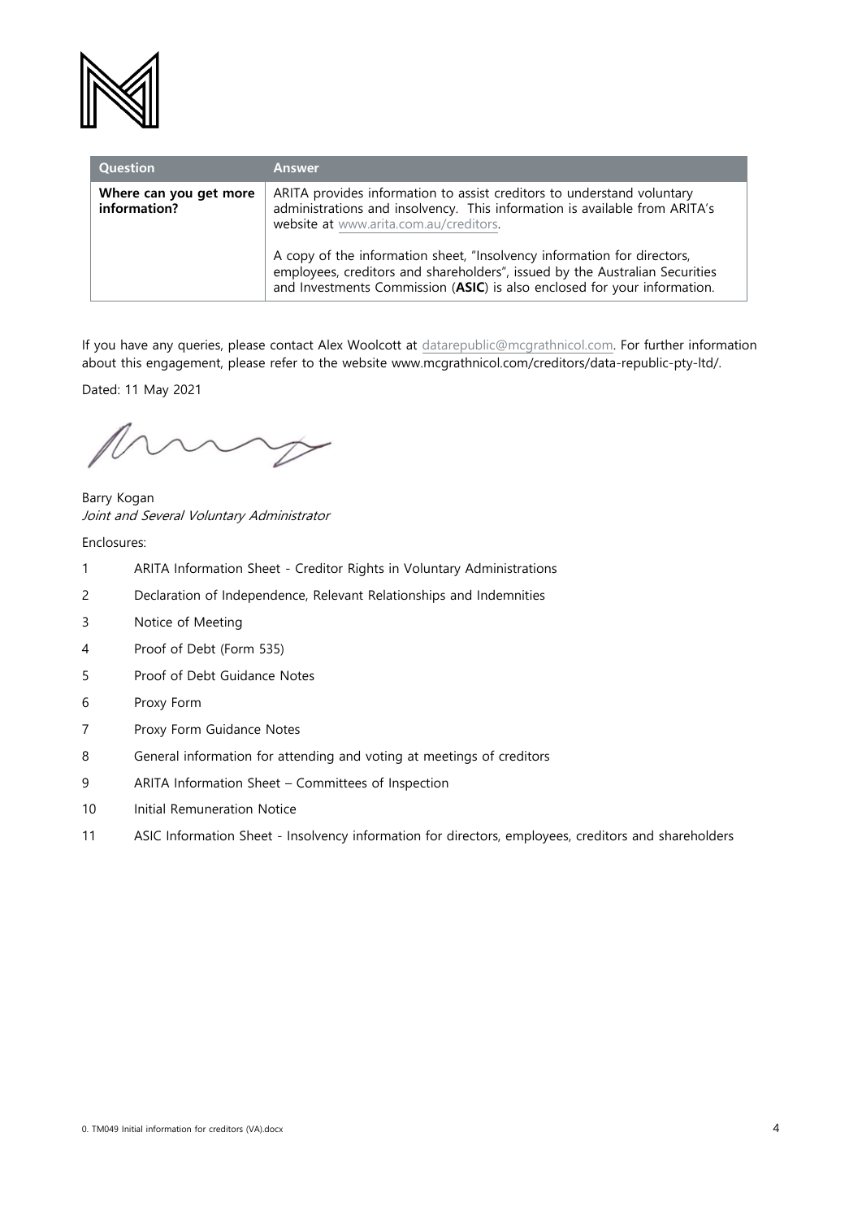| Question | Answer |
| --- | --- |
| **Where can you get more information?** | ARITA provides information to assist creditors to understand voluntary administrations and insolvency. This information is available from ARITA's website at www.arita.com.au/creditors. A copy of the information sheet, "Insolvency information for directors, employees, creditors and shareholders", issued by the Australian Securities and Investments Commission (**ASIC**) is also enclosed for your information. |

If you have any queries, please contact Alex Woolcott at datarepublic@mcgrathnicol.com. For further information about this engagement, please refer to the website www.mcgrathnicol.com/creditors/data-republic-pty-ltd/.

Dated: 11 May 2021

Barry Kogan
*Joint and Several Voluntary Administrator*

Enclosures:

1 ARITA Information Sheet - Creditor Rights in Voluntary Administrations

2 Declaration of Independence, Relevant Relationships and Indemnities

3 Notice of Meeting

4 Proof of Debt (Form 535)

5 Proof of Debt Guidance Notes

6 Proxy Form

7 Proxy Form Guidance Notes

8 General information for attending and voting at meetings of creditors

9 ARITA Information Sheet – Committees of Inspection

10 Initial Remuneration Notice

11 ASIC Information Sheet - Insolvency information for directors, employees, creditors and shareholders